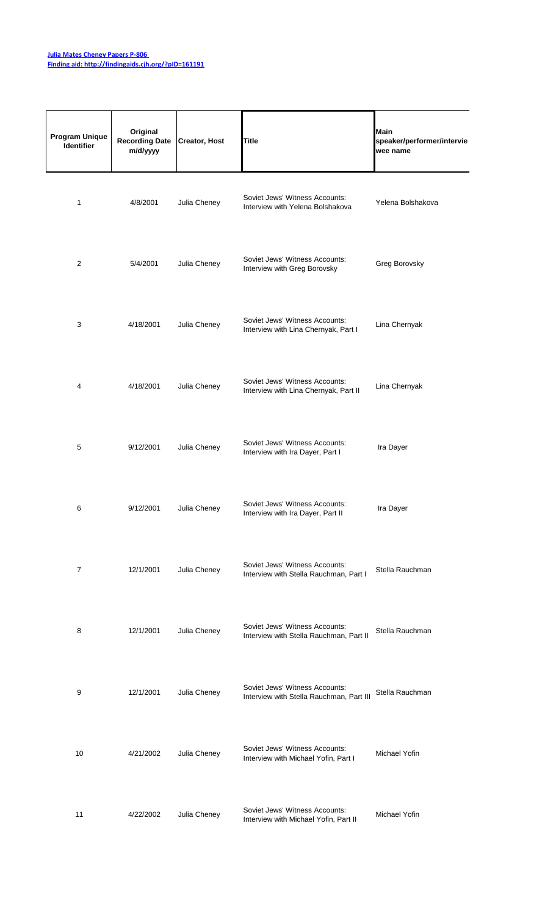**Julia Mates Cheney Papers P-806**
**Finding aid: http://findingaids.cjh.org/?pID=161191**

| Program Unique Identifier | Original Recording Date m/d/yyyy | Creator, Host | Title | Main speaker/performer/interviewee name |
|---|---|---|---|---|
| 1 | 4/8/2001 | Julia Cheney | Soviet Jews' Witness Accounts: Interview with Yelena Bolshakova | Yelena Bolshakova |
| 2 | 5/4/2001 | Julia Cheney | Soviet Jews' Witness Accounts: Interview with Greg Borovsky | Greg Borovsky |
| 3 | 4/18/2001 | Julia Cheney | Soviet Jews' Witness Accounts: Interview with Lina Chernyak, Part I | Lina Chernyak |
| 4 | 4/18/2001 | Julia Cheney | Soviet Jews' Witness Accounts: Interview with Lina Chernyak, Part II | Lina Chernyak |
| 5 | 9/12/2001 | Julia Cheney | Soviet Jews' Witness Accounts: Interview with Ira Dayer, Part I | Ira Dayer |
| 6 | 9/12/2001 | Julia Cheney | Soviet Jews' Witness Accounts: Interview with Ira Dayer, Part II | Ira Dayer |
| 7 | 12/1/2001 | Julia Cheney | Soviet Jews' Witness Accounts: Interview with Stella Rauchman, Part I | Stella Rauchman |
| 8 | 12/1/2001 | Julia Cheney | Soviet Jews' Witness Accounts: Interview with Stella Rauchman, Part II | Stella Rauchman |
| 9 | 12/1/2001 | Julia Cheney | Soviet Jews' Witness Accounts: Interview with Stella Rauchman, Part III | Stella Rauchman |
| 10 | 4/21/2002 | Julia Cheney | Soviet Jews' Witness Accounts: Interview with Michael Yofin, Part I | Michael Yofin |
| 11 | 4/22/2002 | Julia Cheney | Soviet Jews' Witness Accounts: Interview with Michael Yofin, Part II | Michael Yofin |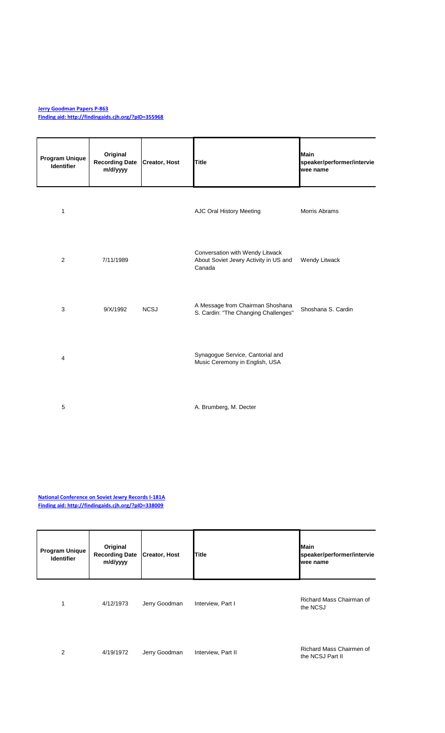**Jerry Goodman Papers P-863**
**Finding aid: http://findingaids.cjh.org/?pID=355968**

| Program Unique Identifier | Original Recording Date m/d/yyyy | Creator, Host | Title | Main speaker/performer/interviewee name |
| --- | --- | --- | --- | --- |
| 1 | | | AJC Oral History Meeting | Morris Abrams |
| 2 | 7/11/1989 | | Conversation with Wendy Litwack About Soviet Jewry Activity in US and Canada | Wendy Litwack |
| 3 | 9/X/1992 | NCSJ | A Message from Chairman Shoshana S. Cardin: "The Changing Challenges" | Shoshana S. Cardin |
| 4 | | | Synagogue Service, Cantorial and Music Ceremony in English, USA | |
| 5 | | | A. Brumberg, M. Decter | |

**National Conference on Soviet Jewry Records I-181A**
**Finding aid: http://findingaids.cjh.org/?pID=338009**

| Program Unique Identifier | Original Recording Date m/d/yyyy | Creator, Host | Title | Main speaker/performer/interviewee name |
| --- | --- | --- | --- | --- |
| 1 | 4/12/1973 | Jerry Goodman | Interview, Part I | Richard Mass Chairman of the NCSJ |
| 2 | 4/19/1972 | Jerry Goodman | Interview, Part II | Richard Mass Chairmen of the NCSJ Part II |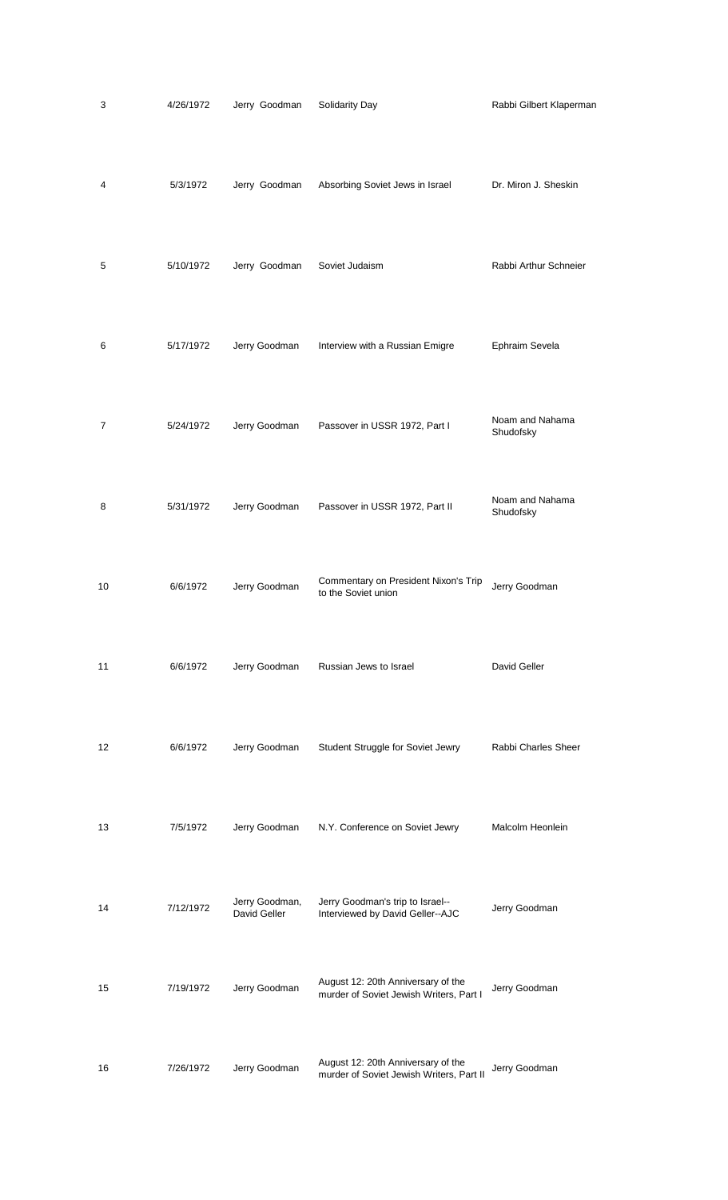| | | | | |
|---|---|---|---|---|
| 3 | 4/26/1972 | Jerry Goodman | Solidarity Day | Rabbi Gilbert Klaperman |
| 4 | 5/3/1972 | Jerry Goodman | Absorbing Soviet Jews in Israel | Dr. Miron J. Sheskin |
| 5 | 5/10/1972 | Jerry Goodman | Soviet Judaism | Rabbi Arthur Schneier |
| 6 | 5/17/1972 | Jerry Goodman | Interview with a Russian Emigre | Ephraim Sevela |
| 7 | 5/24/1972 | Jerry Goodman | Passover in USSR 1972, Part I | Noam and Nahama Shudofsky |
| 8 | 5/31/1972 | Jerry Goodman | Passover in USSR 1972, Part II | Noam and Nahama Shudofsky |
| 10 | 6/6/1972 | Jerry Goodman | Commentary on President Nixon's Trip to the Soviet union | Jerry Goodman |
| 11 | 6/6/1972 | Jerry Goodman | Russian Jews to Israel | David Geller |
| 12 | 6/6/1972 | Jerry Goodman | Student Struggle for Soviet Jewry | Rabbi Charles Sheer |
| 13 | 7/5/1972 | Jerry Goodman | N.Y. Conference on Soviet Jewry | Malcolm Heonlein |
| 14 | 7/12/1972 | Jerry Goodman, David Geller | Jerry Goodman's trip to Israel--Interviewed by David Geller--AJC | Jerry Goodman |
| 15 | 7/19/1972 | Jerry Goodman | August 12: 20th Anniversary of the murder of Soviet Jewish Writers, Part I | Jerry Goodman |
| 16 | 7/26/1972 | Jerry Goodman | August 12: 20th Anniversary of the murder of Soviet Jewish Writers, Part II | Jerry Goodman |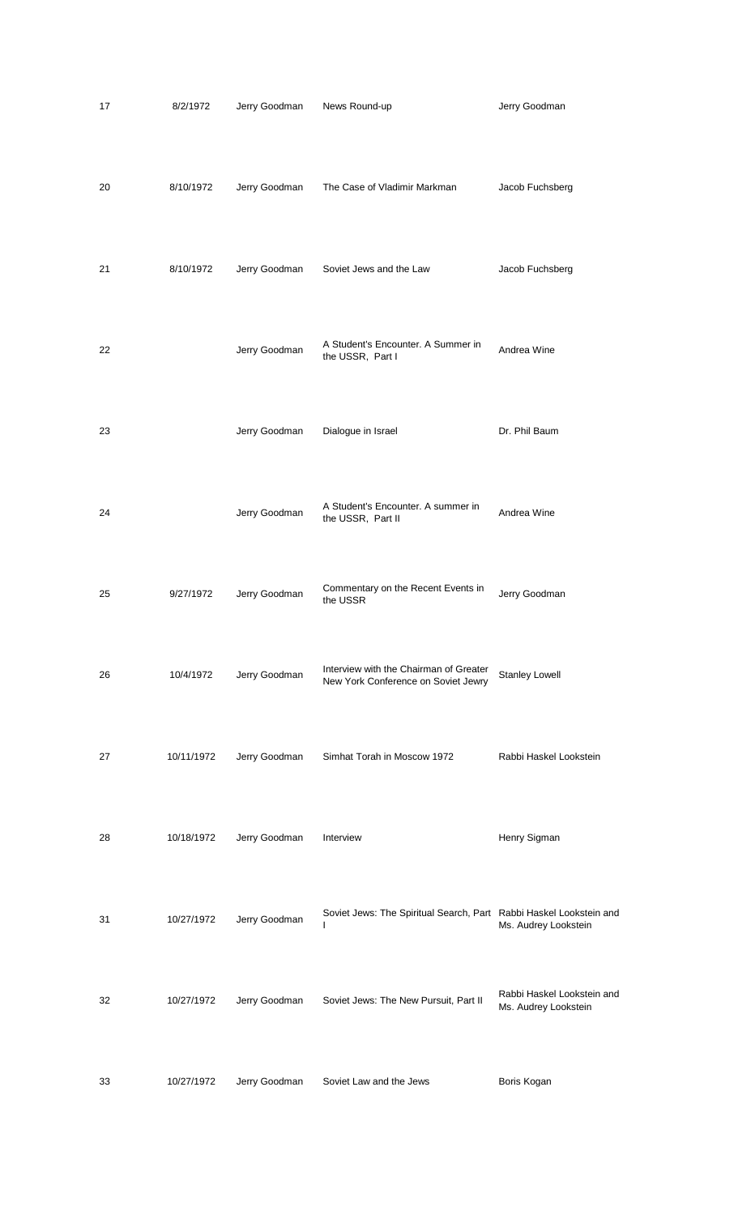| | | | | |
|---|---|---|---|---|
| 17 | 8/2/1972 | Jerry Goodman | News Round-up | Jerry Goodman |
| 20 | 8/10/1972 | Jerry Goodman | The Case of Vladimir Markman | Jacob Fuchsberg |
| 21 | 8/10/1972 | Jerry Goodman | Soviet Jews and the Law | Jacob Fuchsberg |
| 22 | | Jerry Goodman | A Student's Encounter. A Summer in the USSR, Part I | Andrea Wine |
| 23 | | Jerry Goodman | Dialogue in Israel | Dr. Phil Baum |
| 24 | | Jerry Goodman | A Student's Encounter. A summer in the USSR, Part II | Andrea Wine |
| 25 | 9/27/1972 | Jerry Goodman | Commentary on the Recent Events in the USSR | Jerry Goodman |
| 26 | 10/4/1972 | Jerry Goodman | Interview with the Chairman of Greater New York Conference on Soviet Jewry | Stanley Lowell |
| 27 | 10/11/1972 | Jerry Goodman | Simhat Torah in Moscow 1972 | Rabbi Haskel Lookstein |
| 28 | 10/18/1972 | Jerry Goodman | Interview | Henry Sigman |
| 31 | 10/27/1972 | Jerry Goodman | Soviet Jews: The Spiritual Search, Part I | Rabbi Haskel Lookstein and Ms. Audrey Lookstein |
| 32 | 10/27/1972 | Jerry Goodman | Soviet Jews: The New Pursuit, Part II | Rabbi Haskel Lookstein and Ms. Audrey Lookstein |
| 33 | 10/27/1972 | Jerry Goodman | Soviet Law and the Jews | Boris Kogan |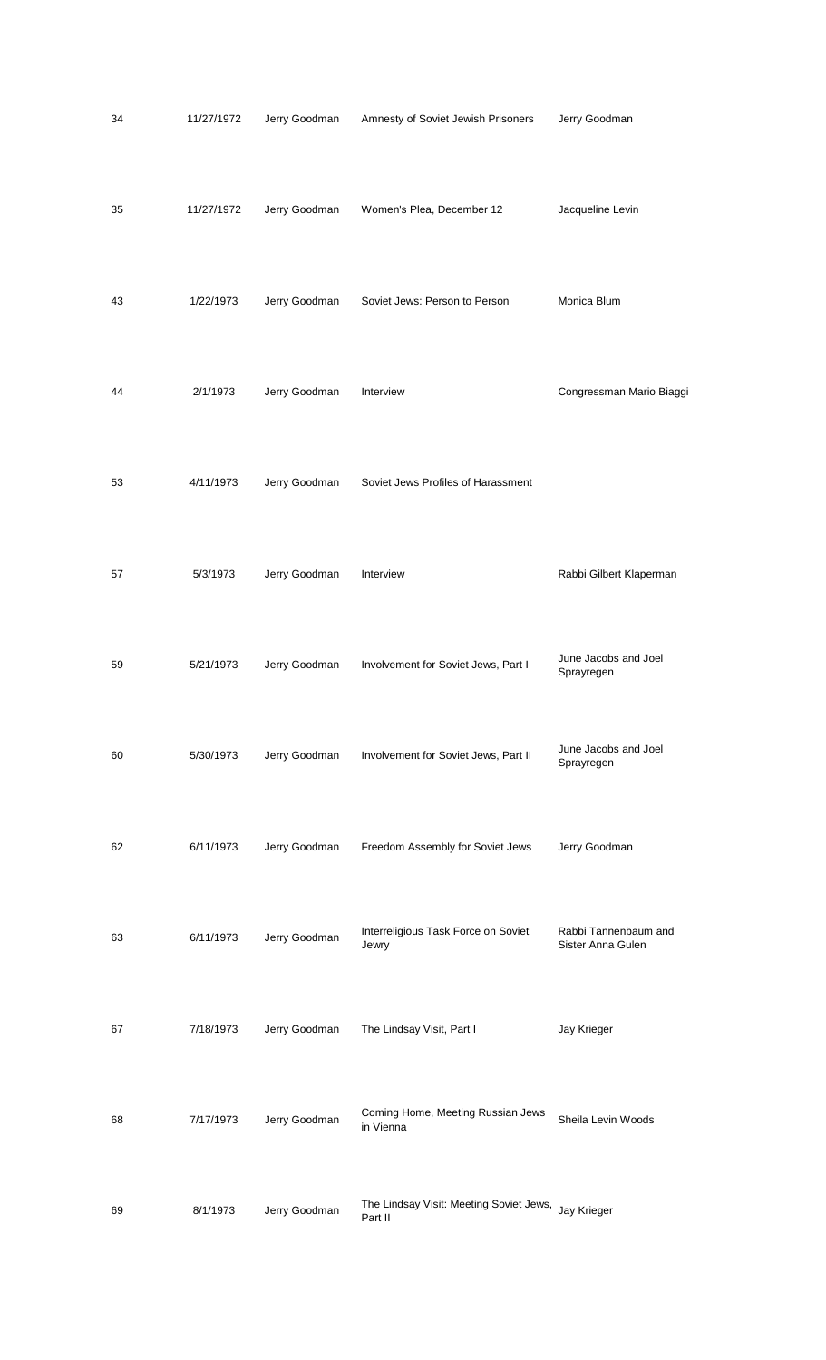| | | | | |
|---|---|---|---|---|
| 34 | 11/27/1972 | Jerry Goodman | Amnesty of Soviet Jewish Prisoners | Jerry Goodman |
| 35 | 11/27/1972 | Jerry Goodman | Women's Plea, December 12 | Jacqueline Levin |
| 43 | 1/22/1973 | Jerry Goodman | Soviet Jews: Person to Person | Monica Blum |
| 44 | 2/1/1973 | Jerry Goodman | Interview | Congressman Mario Biaggi |
| 53 | 4/11/1973 | Jerry Goodman | Soviet Jews Profiles of Harassment | |
| 57 | 5/3/1973 | Jerry Goodman | Interview | Rabbi Gilbert Klaperman |
| 59 | 5/21/1973 | Jerry Goodman | Involvement for Soviet Jews, Part I | June Jacobs and Joel Sprayregen |
| 60 | 5/30/1973 | Jerry Goodman | Involvement for Soviet Jews, Part II | June Jacobs and Joel Sprayregen |
| 62 | 6/11/1973 | Jerry Goodman | Freedom Assembly for Soviet Jews | Jerry Goodman |
| 63 | 6/11/1973 | Jerry Goodman | Interreligious Task Force on Soviet Jewry | Rabbi Tannenbaum and Sister Anna Gulen |
| 67 | 7/18/1973 | Jerry Goodman | The Lindsay Visit, Part I | Jay Krieger |
| 68 | 7/17/1973 | Jerry Goodman | Coming Home, Meeting Russian Jews in Vienna | Sheila Levin Woods |
| 69 | 8/1/1973 | Jerry Goodman | The Lindsay Visit: Meeting Soviet Jews, Part II | Jay Krieger |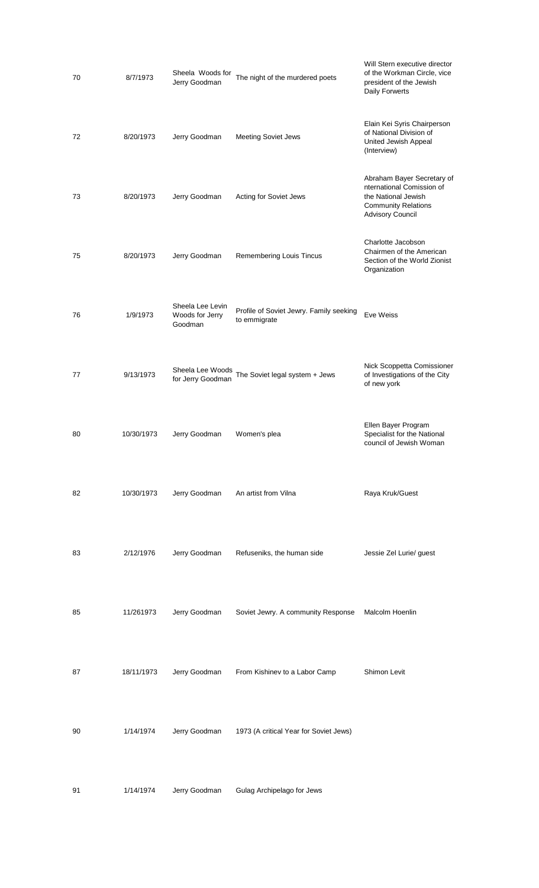| | | | | |
|---|---|---|---|---|
| 70 | 8/7/1973 | Sheela Woods for Jerry Goodman | The night of the murdered poets | Will Stern executive director of the Workman Circle, vice president of the Jewish Daily Forwerts |
| 72 | 8/20/1973 | Jerry Goodman | Meeting Soviet Jews | Elain Kei Syris Chairperson of National Division of United Jewish Appeal (Interview) |
| 73 | 8/20/1973 | Jerry Goodman | Acting for Soviet Jews | Abraham Bayer Secretary of nternational Comission of the National Jewish Community Relations Advisory Council |
| 75 | 8/20/1973 | Jerry Goodman | Remembering Louis Tincus | Charlotte Jacobson Chairmen of the American Section of the World Zionist Organization |
| 76 | 1/9/1973 | Sheela Lee Levin Woods for Jerry Goodman | Profile of Soviet Jewry. Family seeking to emmigrate | Eve Weiss |
| 77 | 9/13/1973 | Sheela Lee Woods for Jerry Goodman | The Soviet legal system + Jews | Nick Scoppetta Comissioner of Investigations of the City of new york |
| 80 | 10/30/1973 | Jerry Goodman | Women's plea | Ellen Bayer Program Specialist for the National council of Jewish Woman |
| 82 | 10/30/1973 | Jerry Goodman | An artist from Vilna | Raya Kruk/Guest |
| 83 | 2/12/1976 | Jerry Goodman | Refuseniks, the human side | Jessie Zel Lurie/ guest |
| 85 | 11/261973 | Jerry Goodman | Soviet Jewry. A community Response | Malcolm Hoenlin |
| 87 | 18/11/1973 | Jerry Goodman | From Kishinev to a Labor Camp | Shimon Levit |
| 90 | 1/14/1974 | Jerry Goodman | 1973 (A critical Year for Soviet Jews) | |
| 91 | 1/14/1974 | Jerry Goodman | Gulag Archipelago for Jews | |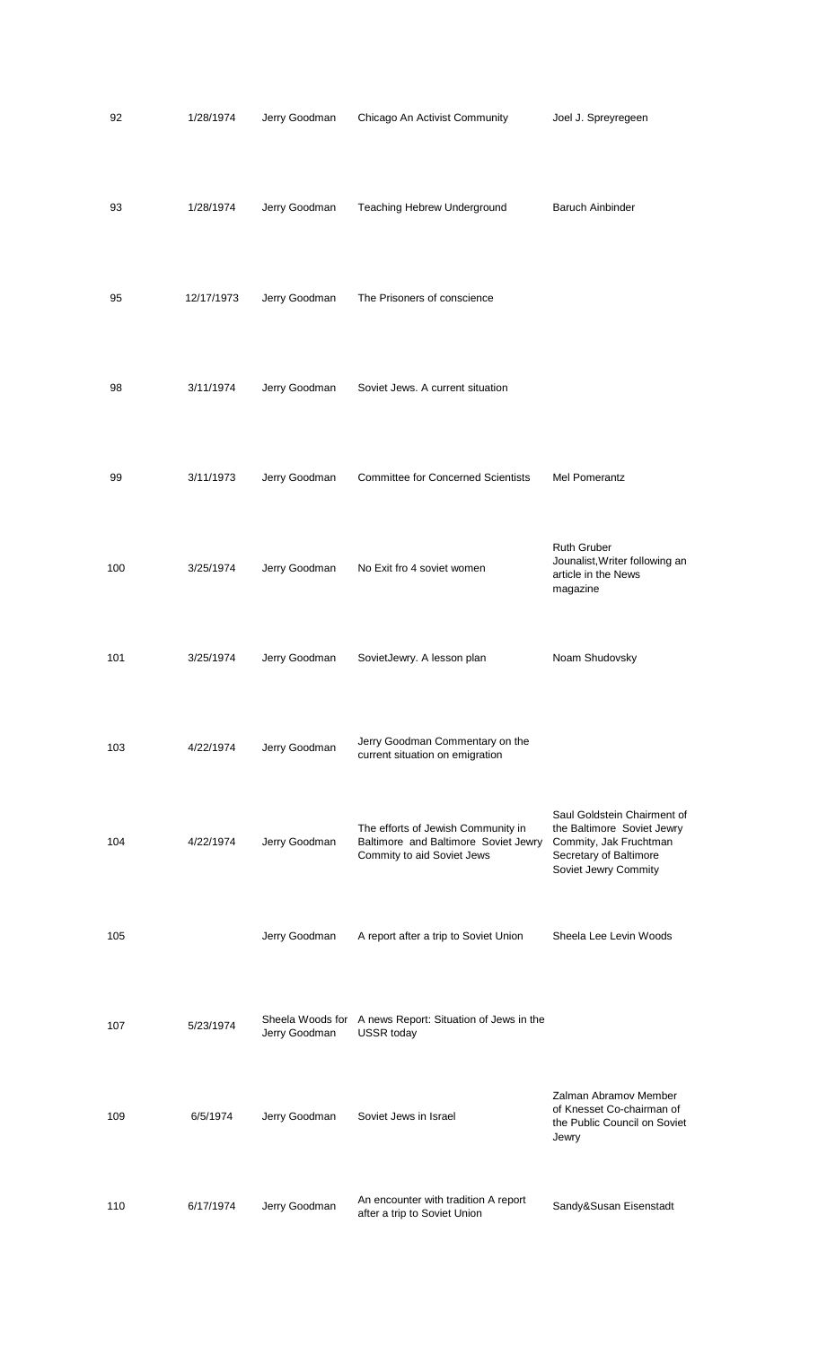| | | | | |
|---|---|---|---|---|
| 92 | 1/28/1974 | Jerry Goodman | Chicago An Activist Community | Joel J. Spreyregeen |
| 93 | 1/28/1974 | Jerry Goodman | Teaching Hebrew Underground | Baruch Ainbinder |
| 95 | 12/17/1973 | Jerry Goodman | The Prisoners of conscience | |
| 98 | 3/11/1974 | Jerry Goodman | Soviet Jews. A current situation | |
| 99 | 3/11/1973 | Jerry Goodman | Committee for Concerned Scientists | Mel Pomerantz |
| 100 | 3/25/1974 | Jerry Goodman | No Exit fro 4 soviet women | Ruth Gruber Jounalist,Writer following an article in the News magazine |
| 101 | 3/25/1974 | Jerry Goodman | SovietJewry. A lesson plan | Noam Shudovsky |
| 103 | 4/22/1974 | Jerry Goodman | Jerry Goodman Commentary on the current situation on emigration | |
| 104 | 4/22/1974 | Jerry Goodman | The efforts of Jewish Community in Baltimore and Baltimore Soviet Jewry Commity to aid Soviet Jews | Saul Goldstein Chairment of the Baltimore Soviet Jewry Commity, Jak Fruchtman Secretary of Baltimore Soviet Jewry Commity |
| 105 | | Jerry Goodman | A report after a trip to Soviet Union | Sheela Lee Levin Woods |
| 107 | 5/23/1974 | Sheela Woods for Jerry Goodman | A news Report: Situation of Jews in the USSR today | |
| 109 | 6/5/1974 | Jerry Goodman | Soviet Jews in Israel | Zalman Abramov Member of Knesset Co-chairman of the Public Council on Soviet Jewry |
| 110 | 6/17/1974 | Jerry Goodman | An encounter with tradition A report after a trip to Soviet Union | Sandy&Susan Eisenstadt |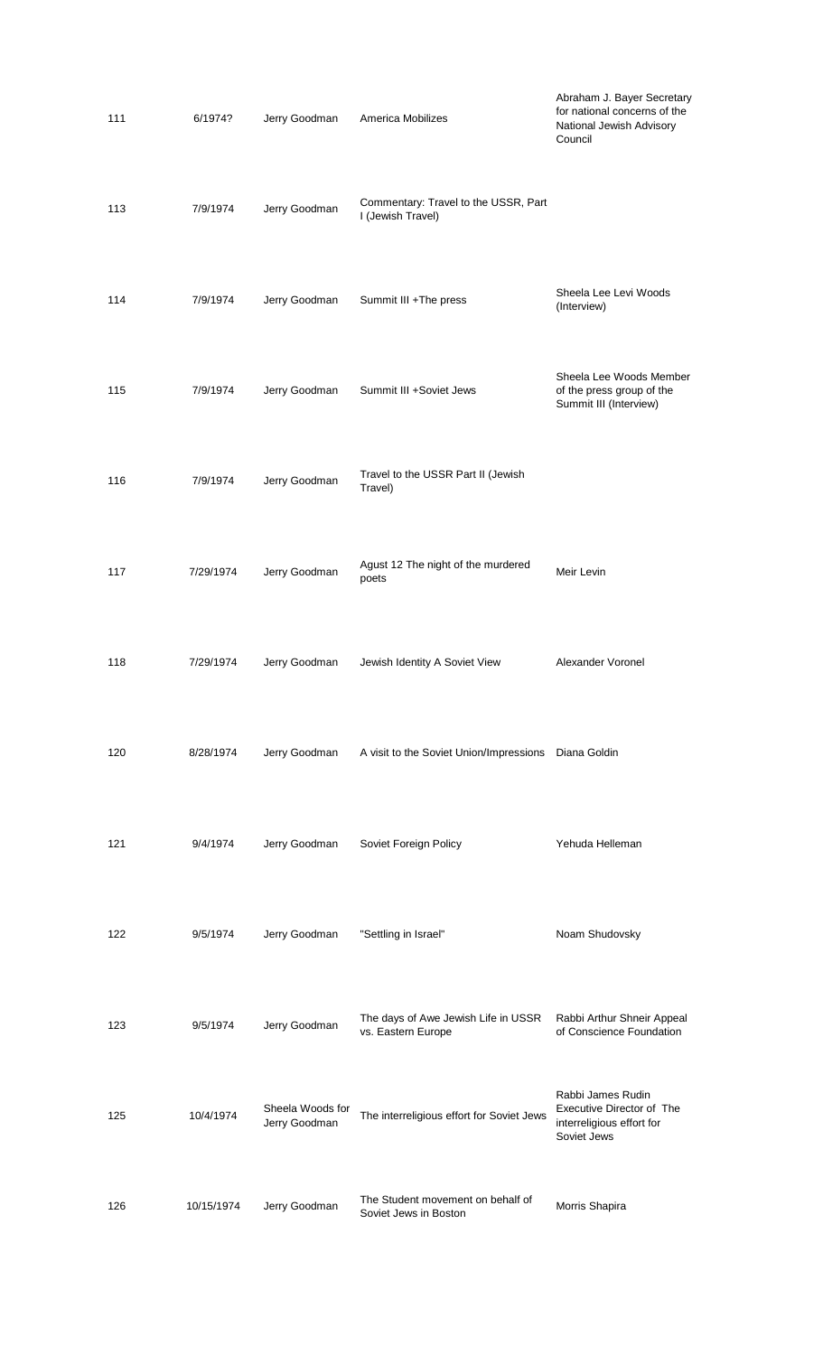| | | | | |
|---|---|---|---|---|
| 111 | 6/1974? | Jerry Goodman | America Mobilizes | Abraham J. Bayer Secretary for national concerns of the National Jewish Advisory Council |
| 113 | 7/9/1974 | Jerry Goodman | Commentary: Travel to the USSR, Part I (Jewish Travel) | |
| 114 | 7/9/1974 | Jerry Goodman | Summit III +The press | Sheela Lee Levi Woods (Interview) |
| 115 | 7/9/1974 | Jerry Goodman | Summit III +Soviet Jews | Sheela Lee Woods Member of the press group of the Summit III (Interview) |
| 116 | 7/9/1974 | Jerry Goodman | Travel to the USSR Part II (Jewish Travel) | |
| 117 | 7/29/1974 | Jerry Goodman | Agust 12 The night of the murdered poets | Meir Levin |
| 118 | 7/29/1974 | Jerry Goodman | Jewish Identity A Soviet View | Alexander Voronel |
| 120 | 8/28/1974 | Jerry Goodman | A visit to the Soviet Union/Impressions | Diana Goldin |
| 121 | 9/4/1974 | Jerry Goodman | Soviet Foreign Policy | Yehuda Helleman |
| 122 | 9/5/1974 | Jerry Goodman | "Settling in Israel" | Noam Shudovsky |
| 123 | 9/5/1974 | Jerry Goodman | The days of Awe Jewish Life in USSR vs. Eastern Europe | Rabbi Arthur Shneir Appeal of Conscience Foundation |
| 125 | 10/4/1974 | Sheela Woods for Jerry Goodman | The interreligious effort for Soviet Jews | Rabbi James Rudin Executive Director of The interreligious effort for Soviet Jews |
| 126 | 10/15/1974 | Jerry Goodman | The Student movement on behalf of Soviet Jews in Boston | Morris Shapira |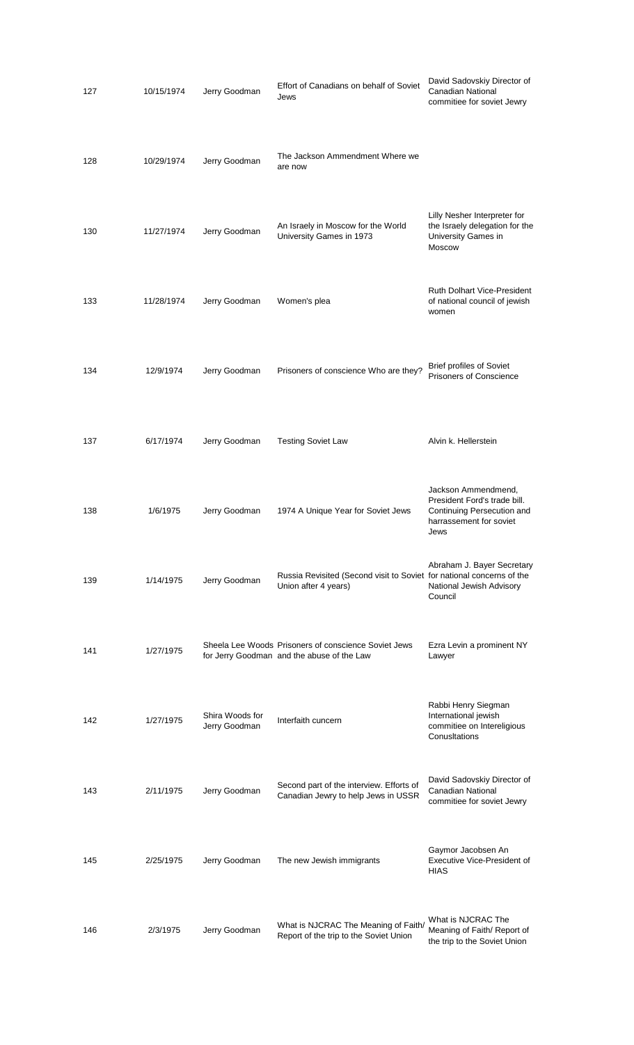| | | | | |
|---|---|---|---|---|
| 127 | 10/15/1974 | Jerry Goodman | Effort of Canadians on behalf of Soviet Jews | David Sadovskiy Director of Canadian National commitiee for soviet Jewry |
| 128 | 10/29/1974 | Jerry Goodman | The Jackson Ammendment Where we are now | |
| 130 | 11/27/1974 | Jerry Goodman | An Israely in Moscow for the World University Games in 1973 | Lilly Nesher Interpreter for the Israely delegation for the University Games in Moscow |
| 133 | 11/28/1974 | Jerry Goodman | Women's plea | Ruth Dolhart Vice-President of national council of jewish women |
| 134 | 12/9/1974 | Jerry Goodman | Prisoners of conscience Who are they? | Brief profiles of Soviet Prisoners of Conscience |
| 137 | 6/17/1974 | Jerry Goodman | Testing Soviet Law | Alvin k. Hellerstein |
| 138 | 1/6/1975 | Jerry Goodman | 1974 A Unique Year for Soviet Jews | Jackson Ammendmend, President Ford's trade bill. Continuing Persecution and harrassement for soviet Jews |
| 139 | 1/14/1975 | Jerry Goodman | Russia Revisited (Second visit to Soviet Union after 4 years) | Abraham J. Bayer Secretary for national concerns of the National Jewish Advisory Council |
| 141 | 1/27/1975 | Sheela Lee Woods for Jerry Goodman | Prisoners of conscience Soviet Jews and the abuse of the Law | Ezra Levin a prominent NY Lawyer |
| 142 | 1/27/1975 | Shira Woods for Jerry Goodman | Interfaith cuncern | Rabbi Henry Siegman International jewish commitiee on Intereligious Conusltations |
| 143 | 2/11/1975 | Jerry Goodman | Second part of the interview. Efforts of Canadian Jewry to help Jews in USSR | David Sadovskiy Director of Canadian National commitiee for soviet Jewry |
| 145 | 2/25/1975 | Jerry Goodman | The new Jewish immigrants | Gaymor Jacobsen An Executive Vice-President of HIAS |
| 146 | 2/3/1975 | Jerry Goodman | What is NJCRAC The Meaning of Faith/ Report of the trip to the Soviet Union | What is NJCRAC The Meaning of Faith/ Report of the trip to the Soviet Union |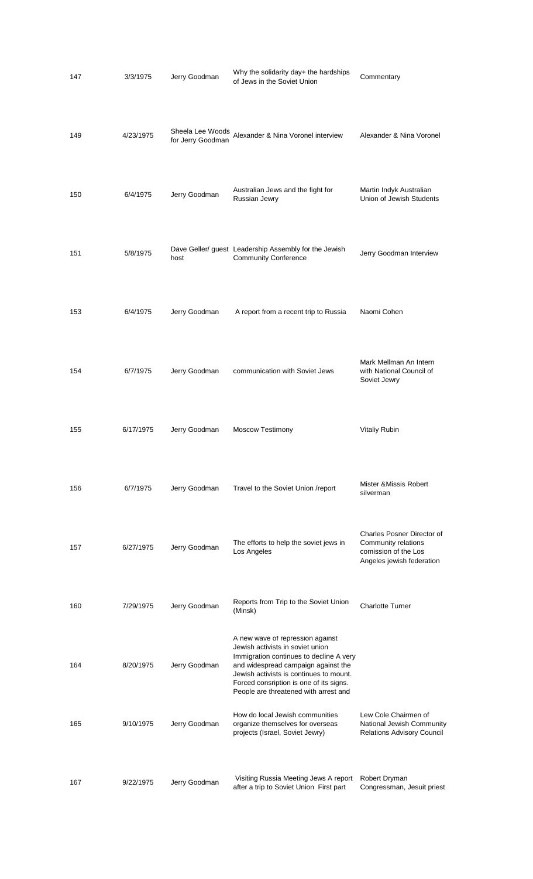| | | | | |
|---|---|---|---|---|
| 147 | 3/3/1975 | Jerry Goodman | Why the solidarity day+ the hardships of Jews in the Soviet Union | Commentary |
| 149 | 4/23/1975 | Sheela Lee Woods for Jerry Goodman | Alexander & Nina Voronel interview | Alexander & Nina Voronel |
| 150 | 6/4/1975 | Jerry Goodman | Australian Jews and the fight for Russian Jewry | Martin Indyk Australian Union of Jewish Students |
| 151 | 5/8/1975 | Dave Geller/ guest host | Leadership Assembly for the Jewish Community Conference | Jerry Goodman Interview |
| 153 | 6/4/1975 | Jerry Goodman | A report from a recent trip to Russia | Naomi Cohen |
| 154 | 6/7/1975 | Jerry Goodman | communication with Soviet Jews | Mark Mellman An Intern with National Council of Soviet Jewry |
| 155 | 6/17/1975 | Jerry Goodman | Moscow Testimony | Vitaliy Rubin |
| 156 | 6/7/1975 | Jerry Goodman | Travel to the Soviet Union /report | Mister &Missis Robert silverman |
| 157 | 6/27/1975 | Jerry Goodman | The efforts to help the soviet jews in Los Angeles | Charles Posner Director of Community relations comission of the Los Angeles jewish federation |
| 160 | 7/29/1975 | Jerry Goodman | Reports from Trip to the Soviet Union (Minsk) | Charlotte Turner |
| 164 | 8/20/1975 | Jerry Goodman | A new wave of repression against Jewish activists in soviet union Immigration continues to decline A very and widespread campaign against the Jewish activists is continues to mount. Forced consription is one of its signs. People are threatened with arrest and | |
| 165 | 9/10/1975 | Jerry Goodman | How do local Jewish communities organize themselves for overseas projects (Israel, Soviet Jewry) | Lew Cole Chairmen of National Jewish Community Relations Advisory Council |
| 167 | 9/22/1975 | Jerry Goodman | Visiting Russia Meeting Jews A report after a trip to Soviet Union First part | Robert Dryman Congressman, Jesuit priest |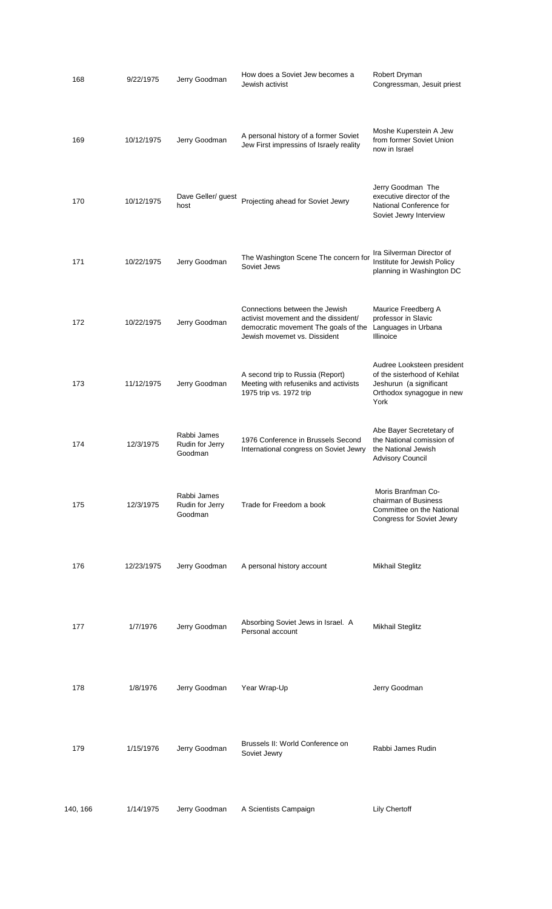| | | | | |
|---|---|---|---|---|
| 168 | 9/22/1975 | Jerry Goodman | How does a Soviet Jew becomes a Jewish activist | Robert Dryman Congressman, Jesuit priest |
| 169 | 10/12/1975 | Jerry Goodman | A personal history of a former Soviet Jew First impressins of Israely reality | Moshe Kuperstein A Jew from former Soviet Union now in Israel |
| 170 | 10/12/1975 | Dave Geller/ guest host | Projecting ahead for Soviet Jewry | Jerry Goodman The executive director of the National Conference for Soviet Jewry Interview |
| 171 | 10/22/1975 | Jerry Goodman | The Washington Scene The concern for Soviet Jews | Ira Silverman Director of Institute for Jewish Policy planning in Washington DC |
| 172 | 10/22/1975 | Jerry Goodman | Connections between the Jewish activist movement and the dissident/ democratic movement The goals of the Jewish movemet vs. Dissident | Maurice Freedberg A professor in Slavic Languages in Urbana Illinoice |
| 173 | 11/12/1975 | Jerry Goodman | A second trip to Russia (Report) Meeting with refuseniks and activists 1975 trip vs. 1972 trip | Audree Looksteen president of the sisterhood of Kehilat Jeshurun (a significant Orthodox synagogue in new York |
| 174 | 12/3/1975 | Rabbi James Rudin for Jerry Goodman | 1976 Conference in Brussels Second International congress on Soviet Jewry | Abe Bayer Secretetary of the National comission of the National Jewish Advisory Council |
| 175 | 12/3/1975 | Rabbi James Rudin for Jerry Goodman | Trade for Freedom a book | Moris Branfman Co-chairman of Business Committee on the National Congress for Soviet Jewry |
| 176 | 12/23/1975 | Jerry Goodman | A personal history account | Mikhail Steglitz |
| 177 | 1/7/1976 | Jerry Goodman | Absorbing Soviet Jews in Israel. A Personal account | Mikhail Steglitz |
| 178 | 1/8/1976 | Jerry Goodman | Year Wrap-Up | Jerry Goodman |
| 179 | 1/15/1976 | Jerry Goodman | Brussels II: World Conference on Soviet Jewry | Rabbi James Rudin |
| 140, 166 | 1/14/1975 | Jerry Goodman | A Scientists Campaign | Lily Chertoff |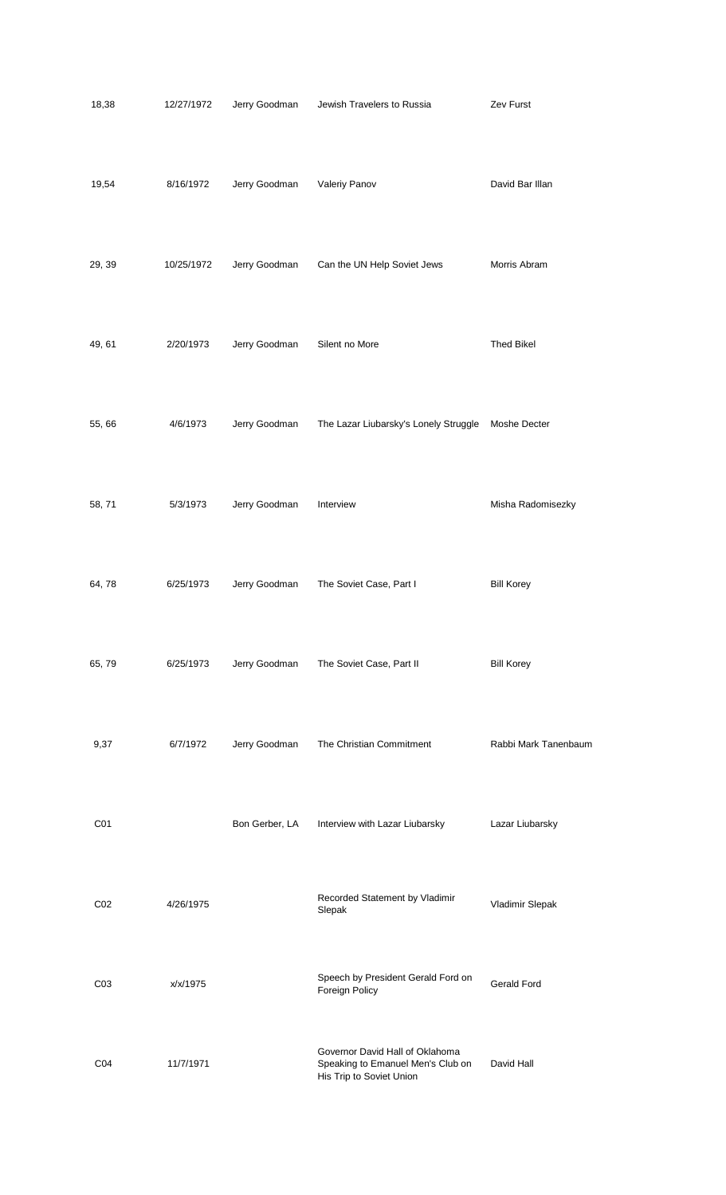| | | | | |
|---|---|---|---|---|
| 18,38 | 12/27/1972 | Jerry Goodman | Jewish Travelers to Russia | Zev Furst |
| 19,54 | 8/16/1972 | Jerry Goodman | Valeriy Panov | David Bar Illan |
| 29, 39 | 10/25/1972 | Jerry Goodman | Can the UN Help Soviet Jews | Morris Abram |
| 49, 61 | 2/20/1973 | Jerry Goodman | Silent no More | Thed Bikel |
| 55, 66 | 4/6/1973 | Jerry Goodman | The Lazar Liubarsky's Lonely Struggle | Moshe Decter |
| 58, 71 | 5/3/1973 | Jerry Goodman | Interview | Misha Radomisezky |
| 64, 78 | 6/25/1973 | Jerry Goodman | The Soviet Case, Part I | Bill Korey |
| 65, 79 | 6/25/1973 | Jerry Goodman | The Soviet Case, Part II | Bill Korey |
| 9,37 | 6/7/1972 | Jerry Goodman | The Christian Commitment | Rabbi Mark Tanenbaum |
| C01 | | Bon Gerber, LA | Interview with Lazar Liubarsky | Lazar Liubarsky |
| C02 | 4/26/1975 | | Recorded Statement by Vladimir Slepak | Vladimir Slepak |
| C03 | x/x/1975 | | Speech by President Gerald Ford on Foreign Policy | Gerald Ford |
| C04 | 11/7/1971 | | Governor David Hall of Oklahoma Speaking to Emanuel Men's Club on His Trip to Soviet Union | David Hall |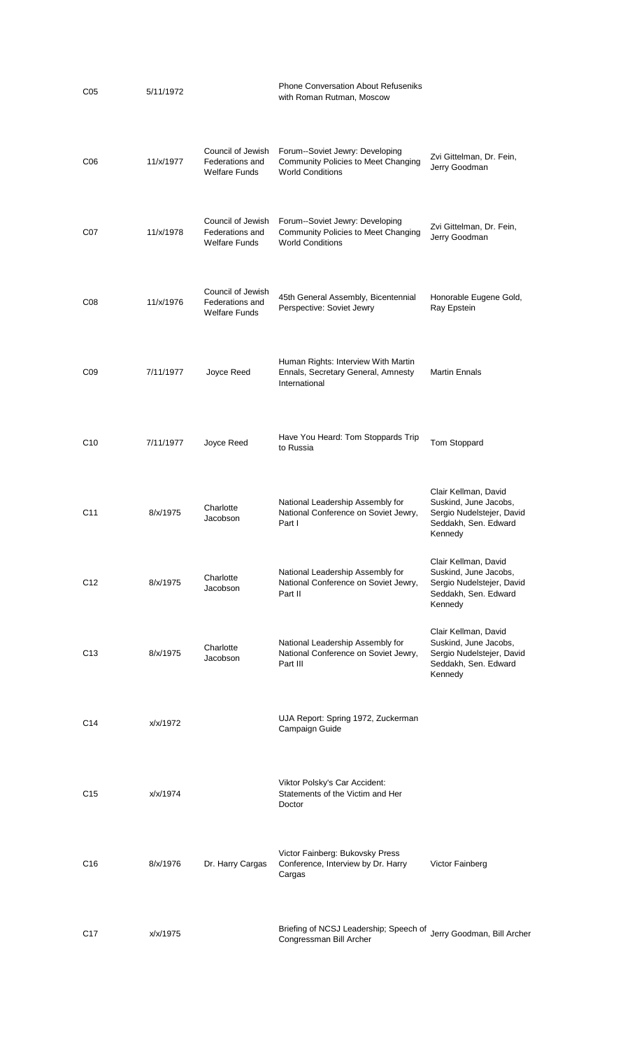| | | | | |
|---|---|---|---|---|
| C05 | 5/11/1972 | | Phone Conversation About Refuseniks with Roman Rutman, Moscow | |
| C06 | 11/x/1977 | Council of Jewish Federations and Welfare Funds | Forum--Soviet Jewry: Developing Community Policies to Meet Changing World Conditions | Zvi Gittelman, Dr. Fein, Jerry Goodman |
| C07 | 11/x/1978 | Council of Jewish Federations and Welfare Funds | Forum--Soviet Jewry: Developing Community Policies to Meet Changing World Conditions | Zvi Gittelman, Dr. Fein, Jerry Goodman |
| C08 | 11/x/1976 | Council of Jewish Federations and Welfare Funds | 45th General Assembly, Bicentennial Perspective: Soviet Jewry | Honorable Eugene Gold, Ray Epstein |
| C09 | 7/11/1977 | Joyce Reed | Human Rights: Interview With Martin Ennals, Secretary General, Amnesty International | Martin Ennals |
| C10 | 7/11/1977 | Joyce Reed | Have You Heard: Tom Stoppards Trip to Russia | Tom Stoppard |
| C11 | 8/x/1975 | Charlotte Jacobson | National Leadership Assembly for National Conference on Soviet Jewry, Part I | Clair Kellman, David Suskind, June Jacobs, Sergio Nudelstejer, David Seddakh, Sen. Edward Kennedy |
| C12 | 8/x/1975 | Charlotte Jacobson | National Leadership Assembly for National Conference on Soviet Jewry, Part II | Clair Kellman, David Suskind, June Jacobs, Sergio Nudelstejer, David Seddakh, Sen. Edward Kennedy |
| C13 | 8/x/1975 | Charlotte Jacobson | National Leadership Assembly for National Conference on Soviet Jewry, Part III | Clair Kellman, David Suskind, June Jacobs, Sergio Nudelstejer, David Seddakh, Sen. Edward Kennedy |
| C14 | x/x/1972 | | UJA Report: Spring 1972, Zuckerman Campaign Guide | |
| C15 | x/x/1974 | | Viktor Polsky's Car Accident: Statements of the Victim and Her Doctor | |
| C16 | 8/x/1976 | Dr. Harry Cargas | Victor Fainberg: Bukovsky Press Conference, Interview by Dr. Harry Cargas | Victor Fainberg |
| C17 | x/x/1975 | | Briefing of NCSJ Leadership; Speech of Congressman Bill Archer | Jerry Goodman, Bill Archer |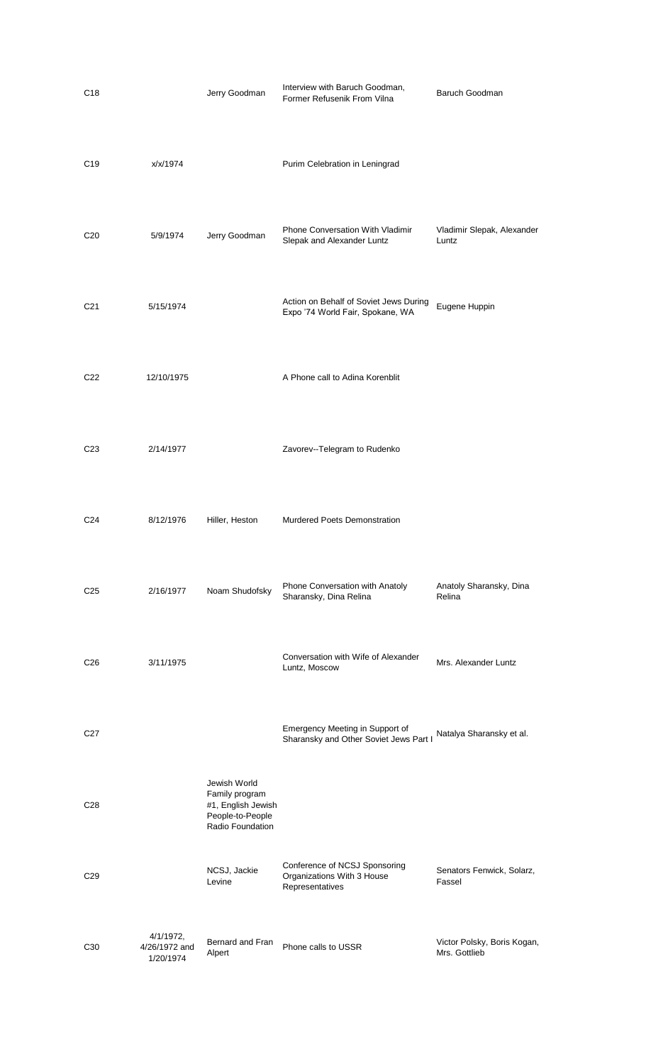| | | | | |
|---|---|---|---|---|
| C18 | | Jerry Goodman | Interview with Baruch Goodman, Former Refusenik From Vilna | Baruch Goodman |
| C19 | x/x/1974 | | Purim Celebration in Leningrad | |
| C20 | 5/9/1974 | Jerry Goodman | Phone Conversation With Vladimir Slepak and Alexander Luntz | Vladimir Slepak, Alexander Luntz |
| C21 | 5/15/1974 | | Action on Behalf of Soviet Jews During Expo '74 World Fair, Spokane, WA | Eugene Huppin |
| C22 | 12/10/1975 | | A Phone call to Adina Korenblit | |
| C23 | 2/14/1977 | | Zavorev--Telegram to Rudenko | |
| C24 | 8/12/1976 | Hiller, Heston | Murdered Poets Demonstration | |
| C25 | 2/16/1977 | Noam Shudofsky | Phone Conversation with Anatoly Sharansky, Dina Relina | Anatoly Sharansky, Dina Relina |
| C26 | 3/11/1975 | | Conversation with Wife of Alexander Luntz, Moscow | Mrs. Alexander Luntz |
| C27 | | | Emergency Meeting in Support of Sharansky and Other Soviet Jews Part I | Natalya Sharansky et al. |
| C28 | | Jewish World Family program #1, English Jewish People-to-People Radio Foundation | | |
| C29 | | NCSJ, Jackie Levine | Conference of NCSJ Sponsoring Organizations With 3 House Representatives | Senators Fenwick, Solarz, Fassel |
| C30 | 4/1/1972, 4/26/1972 and 1/20/1974 | Bernard and Fran Alpert | Phone calls to USSR | Victor Polsky, Boris Kogan, Mrs. Gottlieb |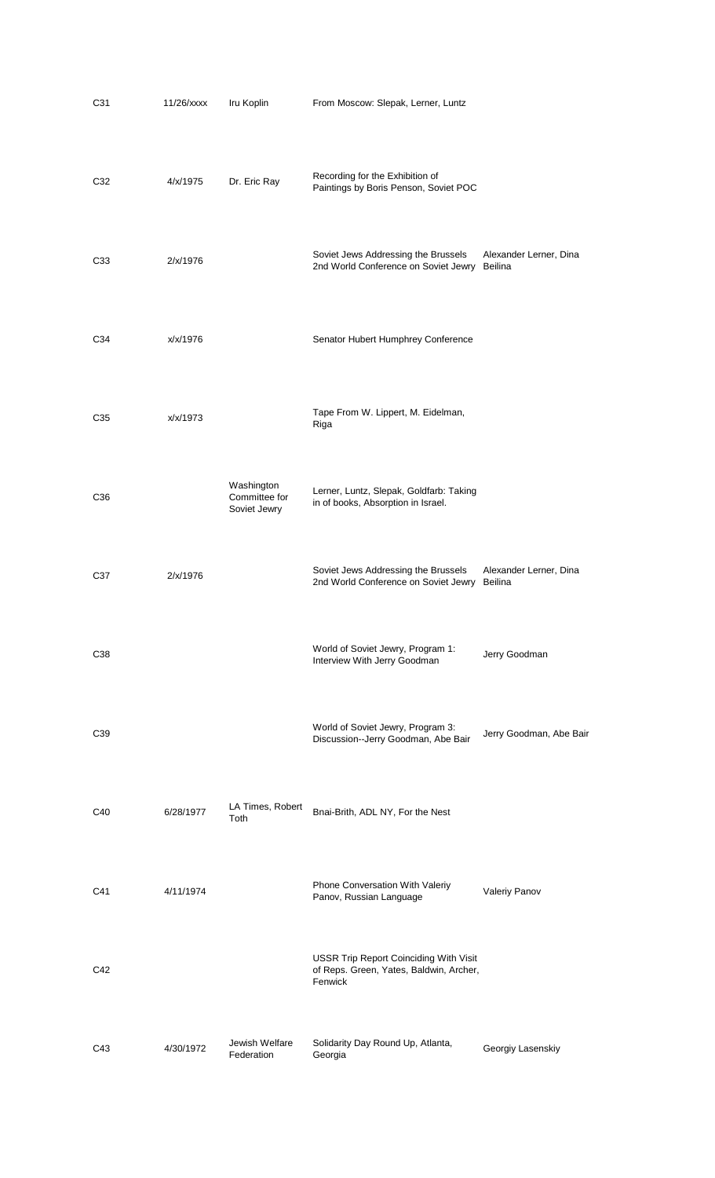| | | | | |
|---|---|---|---|---|
| C31 | 11/26/xxxx | Iru Koplin | From Moscow: Slepak, Lerner, Luntz | |
| C32 | 4/x/1975 | Dr. Eric Ray | Recording for the Exhibition of Paintings by Boris Penson, Soviet POC | |
| C33 | 2/x/1976 | | Soviet Jews Addressing the Brussels 2nd World Conference on Soviet Jewry | Alexander Lerner, Dina Beilina |
| C34 | x/x/1976 | | Senator Hubert Humphrey Conference | |
| C35 | x/x/1973 | | Tape From W. Lippert, M. Eidelman, Riga | |
| C36 | | Washington Committee for Soviet Jewry | Lerner, Luntz, Slepak, Goldfarb: Taking in of books, Absorption in Israel. | |
| C37 | 2/x/1976 | | Soviet Jews Addressing the Brussels 2nd World Conference on Soviet Jewry | Alexander Lerner, Dina Beilina |
| C38 | | | World of Soviet Jewry, Program 1: Interview With Jerry Goodman | Jerry Goodman |
| C39 | | | World of Soviet Jewry, Program 3: Discussion--Jerry Goodman, Abe Bair | Jerry Goodman, Abe Bair |
| C40 | 6/28/1977 | LA Times, Robert Toth | Bnai-Brith, ADL NY, For the Nest | |
| C41 | 4/11/1974 | | Phone Conversation With Valeriy Panov, Russian Language | Valeriy Panov |
| C42 | | | USSR Trip Report Coinciding With Visit of Reps. Green, Yates, Baldwin, Archer, Fenwick | |
| C43 | 4/30/1972 | Jewish Welfare Federation | Solidarity Day Round Up, Atlanta, Georgia | Georgiy Lasenskiy |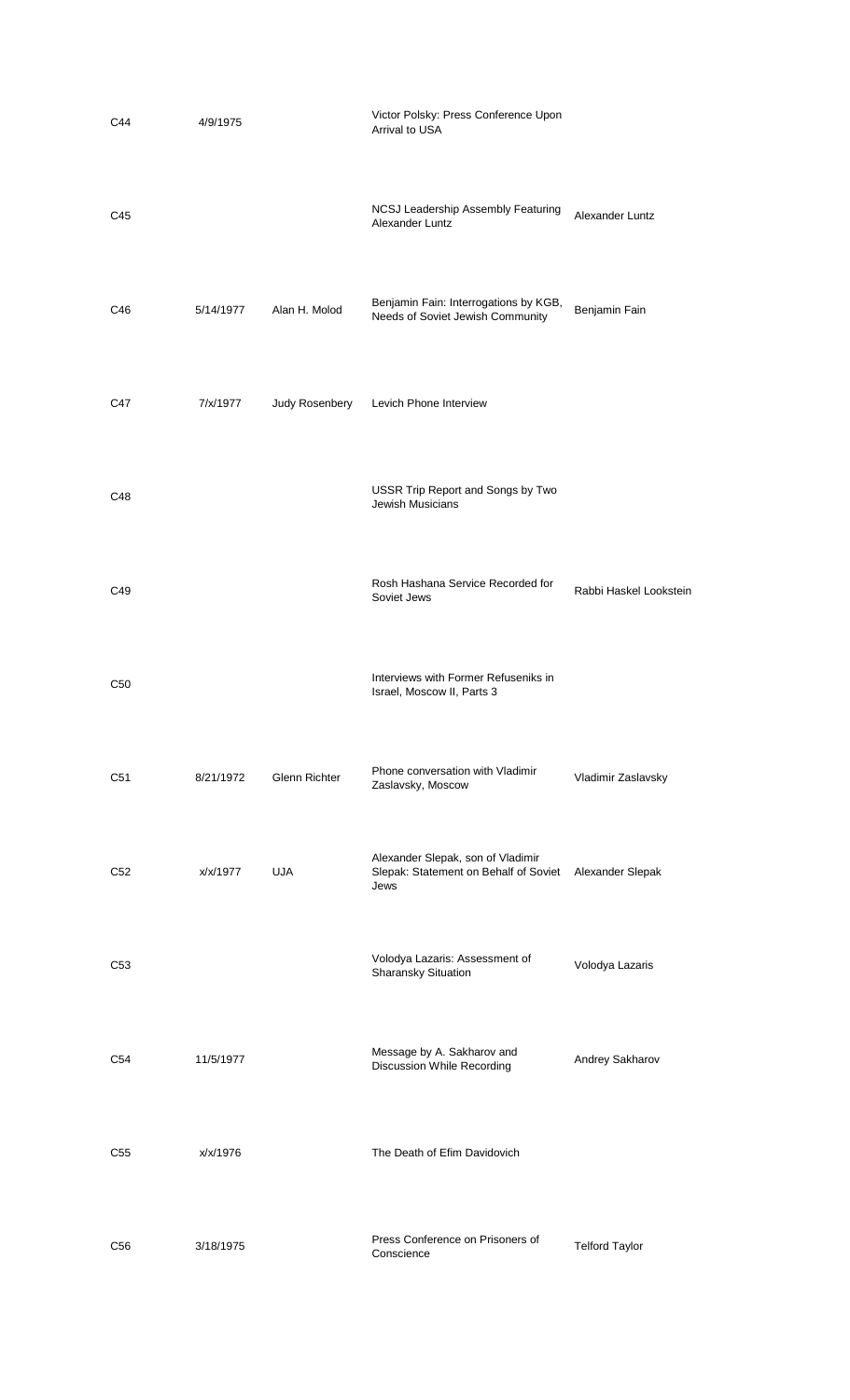| | | | | |
|---|---|---|---|---|
| C44 | 4/9/1975 | | Victor Polsky: Press Conference Upon Arrival to USA | |
| C45 | | | NCSJ Leadership Assembly Featuring Alexander Luntz | Alexander Luntz |
| C46 | 5/14/1977 | Alan H. Molod | Benjamin Fain: Interrogations by KGB, Needs of Soviet Jewish Community | Benjamin Fain |
| C47 | 7/x/1977 | Judy Rosenbery | Levich Phone Interview | |
| C48 | | | USSR Trip Report and Songs by Two Jewish Musicians | |
| C49 | | | Rosh Hashana Service Recorded for Soviet Jews | Rabbi Haskel Lookstein |
| C50 | | | Interviews with Former Refuseniks in Israel, Moscow II, Parts 3 | |
| C51 | 8/21/1972 | Glenn Richter | Phone conversation with Vladimir Zaslavsky, Moscow | Vladimir Zaslavsky |
| C52 | x/x/1977 | UJA | Alexander Slepak, son of Vladimir Slepak: Statement on Behalf of Soviet Jews | Alexander Slepak |
| C53 | | | Volodya Lazaris: Assessment of Sharansky Situation | Volodya Lazaris |
| C54 | 11/5/1977 | | Message by A. Sakharov and Discussion While Recording | Andrey Sakharov |
| C55 | x/x/1976 | | The Death of Efim Davidovich | |
| C56 | 3/18/1975 | | Press Conference on Prisoners of Conscience | Telford Taylor |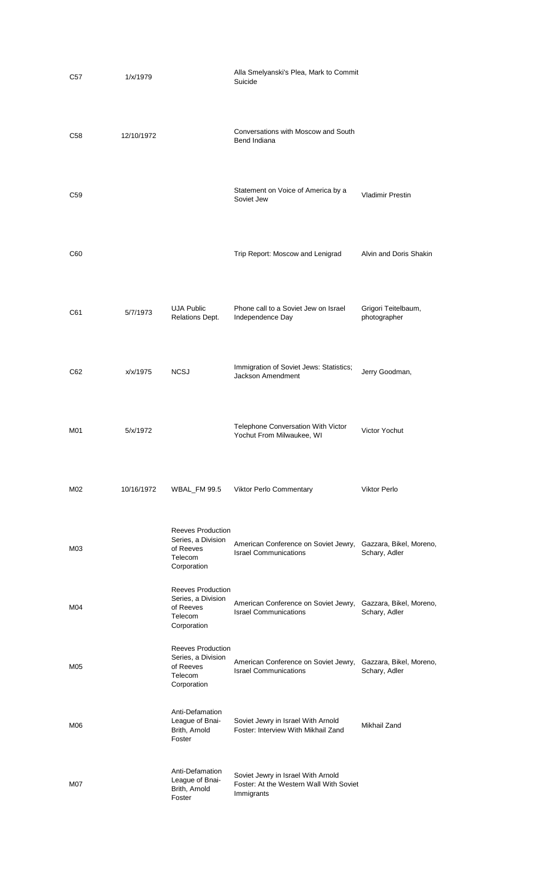| | | | | |
|---|---|---|---|---|
| C57 | 1/x/1979 | | Alla Smelyanski's Plea, Mark to Commit Suicide | |
| C58 | 12/10/1972 | | Conversations with Moscow and South Bend Indiana | |
| C59 | | | Statement on Voice of America by a Soviet Jew | Vladimir Prestin |
| C60 | | | Trip Report: Moscow and Lenigrad | Alvin and Doris Shakin |
| C61 | 5/7/1973 | UJA Public Relations Dept. | Phone call to a Soviet Jew on Israel Independence Day | Grigori Teitelbaum, photographer |
| C62 | x/x/1975 | NCSJ | Immigration of Soviet Jews: Statistics; Jackson Amendment | Jerry Goodman, |
| M01 | 5/x/1972 | | Telephone Conversation With Victor Yochut From Milwaukee, WI | Victor Yochut |
| M02 | 10/16/1972 | WBAL_FM 99.5 | Viktor Perlo Commentary | Viktor Perlo |
| M03 | | Reeves Production Series, a Division of Reeves Telecom Corporation | American Conference on Soviet Jewry, Israel Communications | Gazzara, Bikel, Moreno, Schary, Adler |
| M04 | | Reeves Production Series, a Division of Reeves Telecom Corporation | American Conference on Soviet Jewry, Israel Communications | Gazzara, Bikel, Moreno, Schary, Adler |
| M05 | | Reeves Production Series, a Division of Reeves Telecom Corporation | American Conference on Soviet Jewry, Israel Communications | Gazzara, Bikel, Moreno, Schary, Adler |
| M06 | | Anti-Defamation League of Bnai-Brith, Arnold Foster | Soviet Jewry in Israel With Arnold Foster: Interview With Mikhail Zand | Mikhail Zand |
| M07 | | Anti-Defamation League of Bnai-Brith, Arnold Foster | Soviet Jewry in Israel With Arnold Foster: At the Western Wall With Soviet Immigrants | |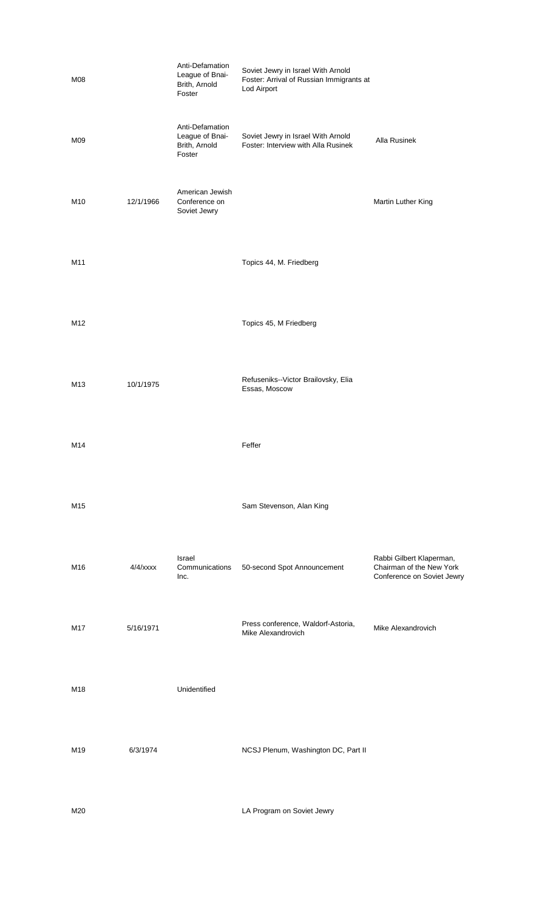| | | | | |
|---|---|---|---|---|
| M08 | | Anti-Defamation League of Bnai-Brith, Arnold Foster | Soviet Jewry in Israel With Arnold Foster: Arrival of Russian Immigrants at Lod Airport | |
| M09 | | Anti-Defamation League of Bnai-Brith, Arnold Foster | Soviet Jewry in Israel With Arnold Foster: Interview with Alla Rusinek | Alla Rusinek |
| M10 | 12/1/1966 | American Jewish Conference on Soviet Jewry | | Martin Luther King |
| M11 | | | Topics 44, M. Friedberg | |
| M12 | | | Topics 45, M Friedberg | |
| M13 | 10/1/1975 | | Refuseniks--Victor Brailovsky, Elia Essas, Moscow | |
| M14 | | | Feffer | |
| M15 | | | Sam Stevenson, Alan King | |
| M16 | 4/4/xxxx | Israel Communications Inc. | 50-second Spot Announcement | Rabbi Gilbert Klaperman, Chairman of the New York Conference on Soviet Jewry |
| M17 | 5/16/1971 | | Press conference, Waldorf-Astoria, Mike Alexandrovich | Mike Alexandrovich |
| M18 | | Unidentified | | |
| M19 | 6/3/1974 | | NCSJ Plenum, Washington DC, Part II | |
| M20 | | | LA Program on Soviet Jewry | |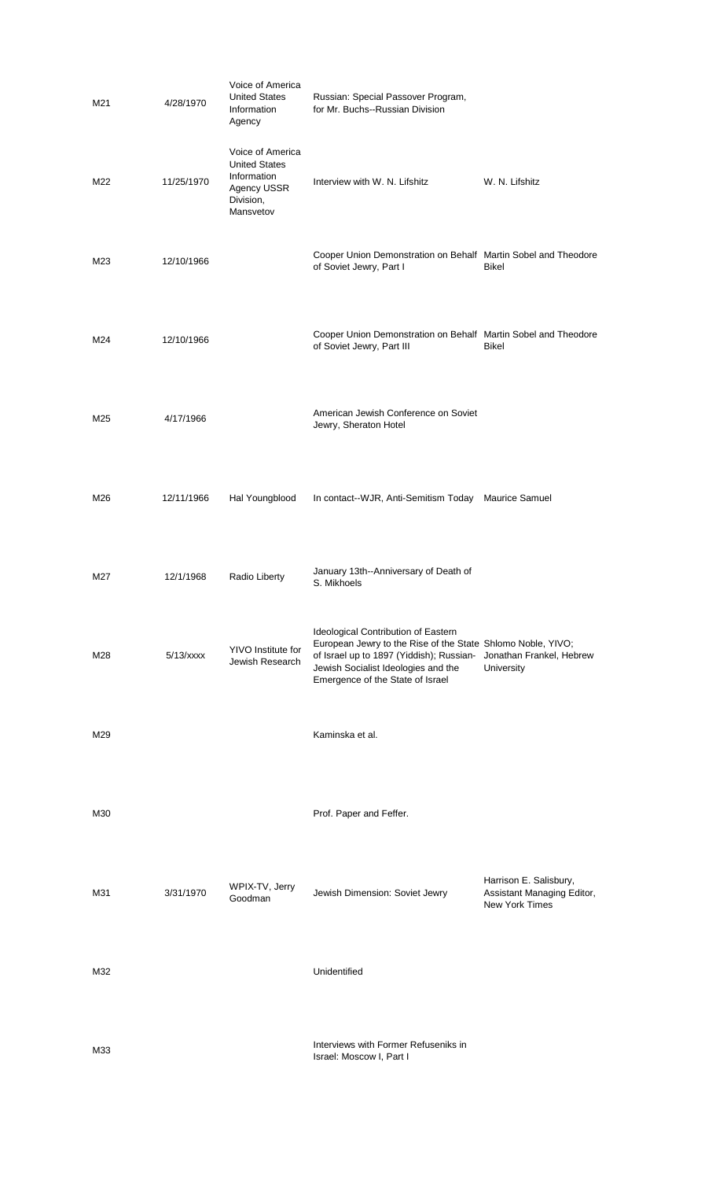| | | | | |
|---|---|---|---|---|
| M21 | 4/28/1970 | Voice of America United States Information Agency | Russian: Special Passover Program, for Mr. Buchs--Russian Division | |
| M22 | 11/25/1970 | Voice of America United States Information Agency USSR Division, Mansvetov | Interview with W. N. Lifshitz | W. N. Lifshitz |
| M23 | 12/10/1966 | | Cooper Union Demonstration on Behalf of Soviet Jewry, Part I | Martin Sobel and Theodore Bikel |
| M24 | 12/10/1966 | | Cooper Union Demonstration on Behalf of Soviet Jewry, Part III | Martin Sobel and Theodore Bikel |
| M25 | 4/17/1966 | | American Jewish Conference on Soviet Jewry, Sheraton Hotel | |
| M26 | 12/11/1966 | Hal Youngblood | In contact--WJR, Anti-Semitism Today | Maurice Samuel |
| M27 | 12/1/1968 | Radio Liberty | January 13th--Anniversary of Death of S. Mikhoels | |
| M28 | 5/13/xxxx | YIVO Institute for Jewish Research | Ideological Contribution of Eastern European Jewry to the Rise of the State of Israel up to 1897 (Yiddish); Russian-Jewish Socialist Ideologies and the Emergence of the State of Israel | Shlomo Noble, YIVO; Jonathan Frankel, Hebrew University |
| M29 | | | Kaminska et al. | |
| M30 | | | Prof. Paper and Feffer. | |
| M31 | 3/31/1970 | WPIX-TV, Jerry Goodman | Jewish Dimension: Soviet Jewry | Harrison E. Salisbury, Assistant Managing Editor, New York Times |
| M32 | | | Unidentified | |
| M33 | | | Interviews with Former Refuseniks in Israel: Moscow I, Part I | |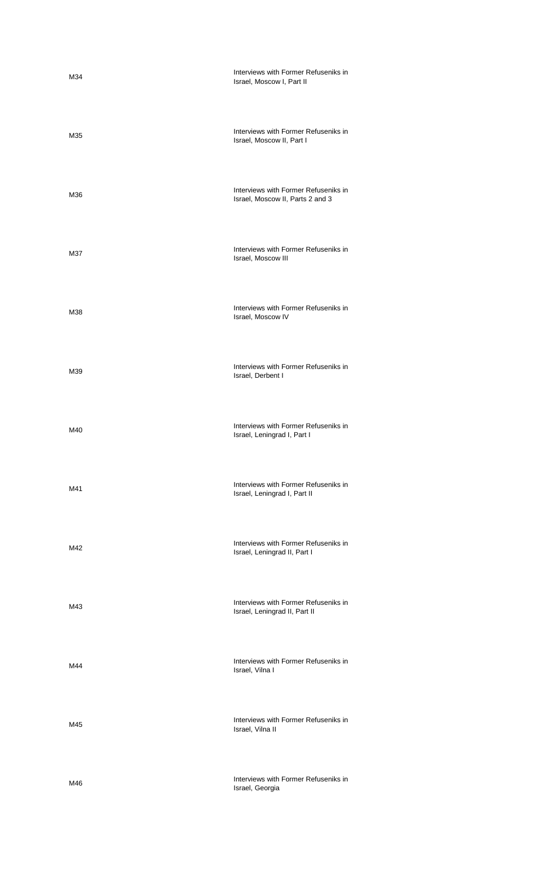| | |
|---|---|
| M34 | Interviews with Former Refuseniks in Israel, Moscow I, Part II |
| M35 | Interviews with Former Refuseniks in Israel, Moscow II, Part I |
| M36 | Interviews with Former Refuseniks in Israel, Moscow II, Parts 2 and 3 |
| M37 | Interviews with Former Refuseniks in Israel, Moscow III |
| M38 | Interviews with Former Refuseniks in Israel, Moscow IV |
| M39 | Interviews with Former Refuseniks in Israel, Derbent I |
| M40 | Interviews with Former Refuseniks in Israel, Leningrad I, Part I |
| M41 | Interviews with Former Refuseniks in Israel, Leningrad I, Part II |
| M42 | Interviews with Former Refuseniks in Israel, Leningrad II, Part I |
| M43 | Interviews with Former Refuseniks in Israel, Leningrad II, Part II |
| M44 | Interviews with Former Refuseniks in Israel, Vilna I |
| M45 | Interviews with Former Refuseniks in Israel, Vilna II |
| M46 | Interviews with Former Refuseniks in Israel, Georgia |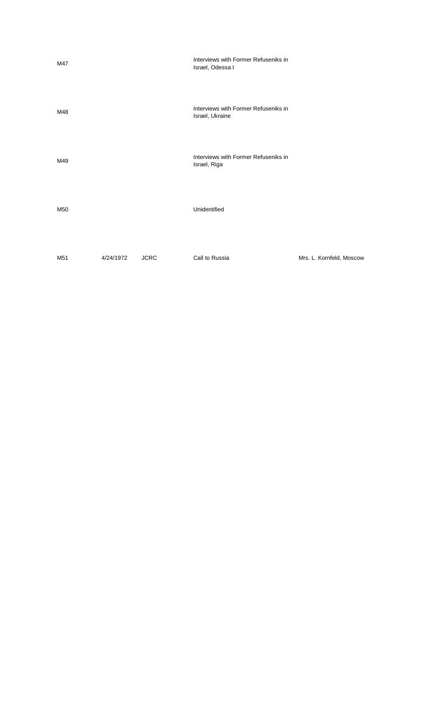| | | | | |
|---|---|---|---|---|
| M47 | | | Interviews with Former Refuseniks in Israel, Odessa I | |
| M48 | | | Interviews with Former Refuseniks in Israel, Ukraine | |
| M49 | | | Interviews with Former Refuseniks in Israel, Riga | |
| M50 | | | Unidentified | |
| M51 | 4/24/1972 | JCRC | Call to Russia | Mrs. L. Kornfeld, Moscow |